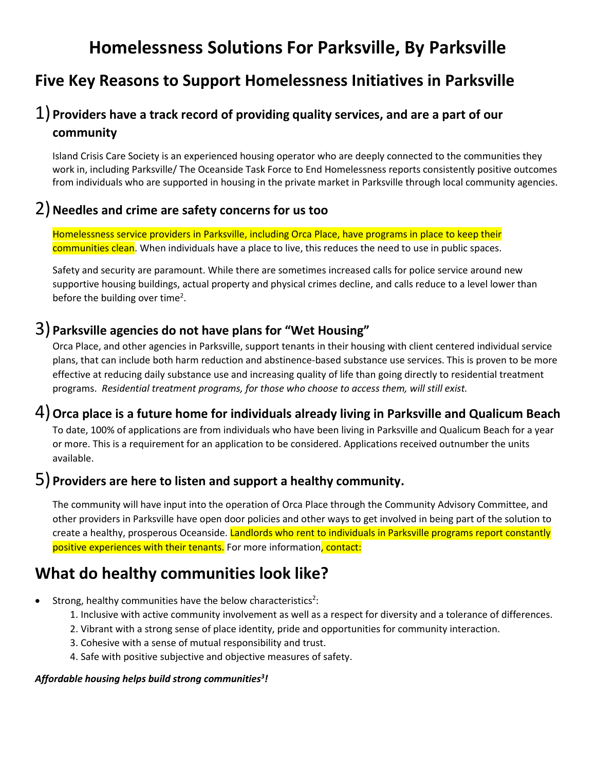# Homelessness Solutions For Parksville, By Parksville

## Five Key Reasons to Support Homelessness Initiatives in Parksville

### 1) Providers have a track record of providing quality services, and are a part of our community

Island Crisis Care Society is an experienced housing operator who are deeply connected to the communities they work in, including Parksville/ The Oceanside Task Force to End Homelessness reports consistently positive outcomes from individuals who are supported in housing in the private market in Parksville through local community agencies.

### 2) Needles and crime are safety concerns for us too

Homelessness service providers in Parksville, including Orca Place, have programs in place to keep their communities clean. When individuals have a place to live, this reduces the need to use in public spaces.

Safety and security are paramount. While there are sometimes increased calls for police service around new supportive housing buildings, actual property and physical crimes decline, and calls reduce to a level lower than before the building over time[2].

### 3) Parksville agencies do not have plans for "Wet Housing"

Orca Place, and other agencies in Parksville, support tenants in their housing with client centered individual service plans, that can include both harm reduction and abstinence-based substance use services. This is proven to be more effective at reducing daily substance use and increasing quality of life than going directly to residential treatment programs. *Residential treatment programs, for those who choose to access them, will still exist.*

### 4) Orca place is a future home for individuals already living in Parksville and Qualicum Beach

To date, 100% of applications are from individuals who have been living in Parksville and Qualicum Beach for a year or more. This is a requirement for an application to be considered. Applications received outnumber the units available.

### 5) Providers are here to listen and support a healthy community.

The community will have input into the operation of Orca Place through the Community Advisory Committee, and other providers in Parksville have open door policies and other ways to get involved in being part of the solution to create a healthy, prosperous Oceanside. Landlords who rent to individuals in Parksville programs report constantly positive experiences with their tenants. For more information, contact:

## What do healthy communities look like?

- Strong, healthy communities have the below characteristics[2]:
  1. Inclusive with active community involvement as well as a respect for diversity and a tolerance of differences.
  2. Vibrant with a strong sense of place identity, pride and opportunities for community interaction.
  3. Cohesive with a sense of mutual responsibility and trust.
  4. Safe with positive subjective and objective measures of safety.

***Affordable housing helps build strong communities[3]!***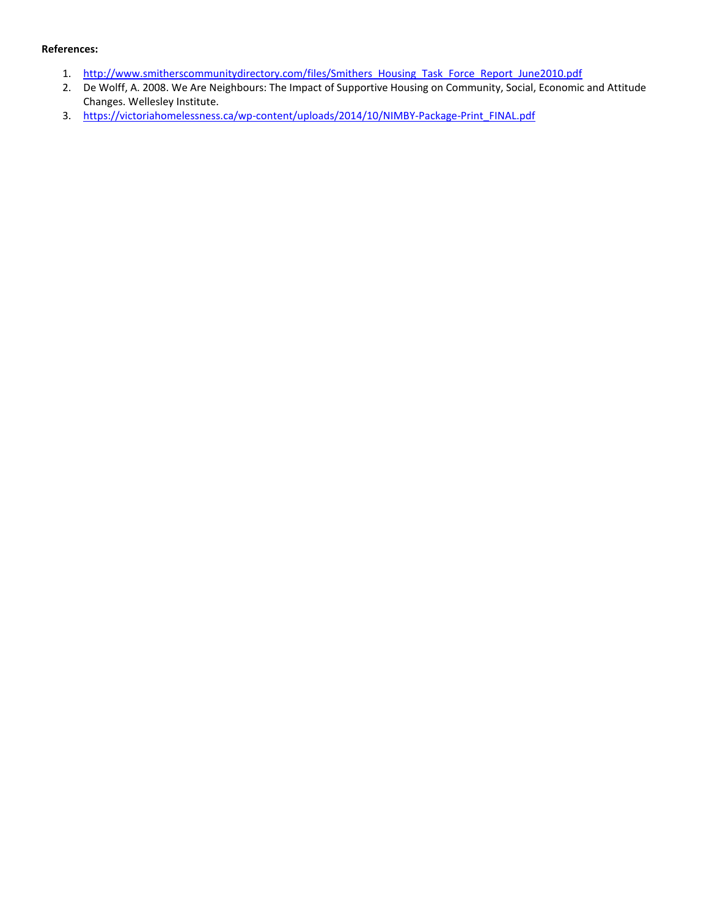**References:**

1. http://www.smitherscommunitydirectory.com/files/Smithers_Housing_Task_Force_Report_June2010.pdf
2. De Wolff, A. 2008. We Are Neighbours: The Impact of Supportive Housing on Community, Social, Economic and Attitude Changes. Wellesley Institute.
3. https://victoriahomelessness.ca/wp-content/uploads/2014/10/NIMBY-Package-Print_FINAL.pdf